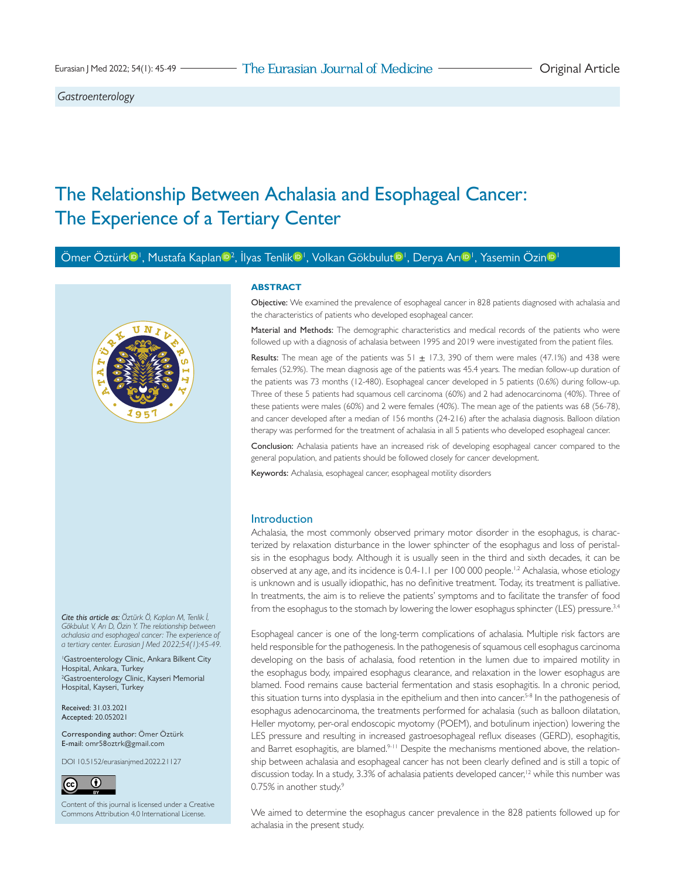Gastroenterology

# The Relationship Between Achalasia and Esophageal Cancer: The Experience of a Tertiary Center

Ömer Öztürk[1], Mustafa Kaplan[2], İlyas Tenlik[1], Volkan Gökbulut[1], Derya Arı[1], Yasemin Özin[1]

## ABSTRACT

**Objective:** We examined the prevalence of esophageal cancer in 828 patients diagnosed with achalasia and the characteristics of patients who developed esophageal cancer.

**Material and Methods:** The demographic characteristics and medical records of the patients who were followed up with a diagnosis of achalasia between 1995 and 2019 were investigated from the patient files.

**Results:** The mean age of the patients was 51 ± 17.3, 390 of them were males (47.1%) and 438 were females (52.9%). The mean diagnosis age of the patients was 45.4 years. The median follow-up duration of the patients was 73 months (12-480). Esophageal cancer developed in 5 patients (0.6%) during follow-up. Three of these 5 patients had squamous cell carcinoma (60%) and 2 had adenocarcinoma (40%). Three of these patients were males (60%) and 2 were females (40%). The mean age of the patients was 68 (56-78), and cancer developed after a median of 156 months (24-216) after the achalasia diagnosis. Balloon dilation therapy was performed for the treatment of achalasia in all 5 patients who developed esophageal cancer.

**Conclusion:** Achalasia patients have an increased risk of developing esophageal cancer compared to the general population, and patients should be followed closely for cancer development.

**Keywords:** Achalasia, esophageal cancer, esophageal motility disorders

*Cite this article as: Öztürk Ö, Kaplan M, Tenlik İ, Gökbulut V, Arı D, Özin Y. The relationship between achalasia and esophageal cancer: The experience of a tertiary center. Eurasian J Med 2022;54(1):45-49.*

[1]Gastroenterology Clinic, Ankara Bilkent City Hospital, Ankara, Turkey
[2]Gastroenterology Clinic, Kayseri Memorial Hospital, Kayseri, Turkey

Received: 31.03.2021
Accepted: 20.052021

Corresponding author: Ömer Öztürk
E-mail: omr58oztrk@gmail.com

DOI 10.5152/eurasianjmed.2022.21127

Content of this journal is licensed under a Creative Commons Attribution 4.0 International License.

## Introduction

Achalasia, the most commonly observed primary motor disorder in the esophagus, is characterized by relaxation disturbance in the lower sphincter of the esophagus and loss of peristalsis in the esophagus body. Although it is usually seen in the third and sixth decades, it can be observed at any age, and its incidence is 0.4-1.1 per 100 000 people.[1,2] Achalasia, whose etiology is unknown and is usually idiopathic, has no definitive treatment. Today, its treatment is palliative. In treatments, the aim is to relieve the patients' symptoms and to facilitate the transfer of food from the esophagus to the stomach by lowering the lower esophagus sphincter (LES) pressure.[3,4]

Esophageal cancer is one of the long-term complications of achalasia. Multiple risk factors are held responsible for the pathogenesis. In the pathogenesis of squamous cell esophagus carcinoma developing on the basis of achalasia, food retention in the lumen due to impaired motility in the esophagus body, impaired esophagus clearance, and relaxation in the lower esophagus are blamed. Food remains cause bacterial fermentation and stasis esophagitis. In a chronic period, this situation turns into dysplasia in the epithelium and then into cancer.[5-8] In the pathogenesis of esophagus adenocarcinoma, the treatments performed for achalasia (such as balloon dilatation, Heller myotomy, per-oral endoscopic myotomy (POEM), and botulinum injection) lowering the LES pressure and resulting in increased gastroesophageal reflux diseases (GERD), esophagitis, and Barret esophagitis, are blamed.[9-11] Despite the mechanisms mentioned above, the relationship between achalasia and esophageal cancer has not been clearly defined and is still a topic of discussion today. In a study, 3.3% of achalasia patients developed cancer,[12] while this number was 0.75% in another study.[9]

We aimed to determine the esophagus cancer prevalence in the 828 patients followed up for achalasia in the present study.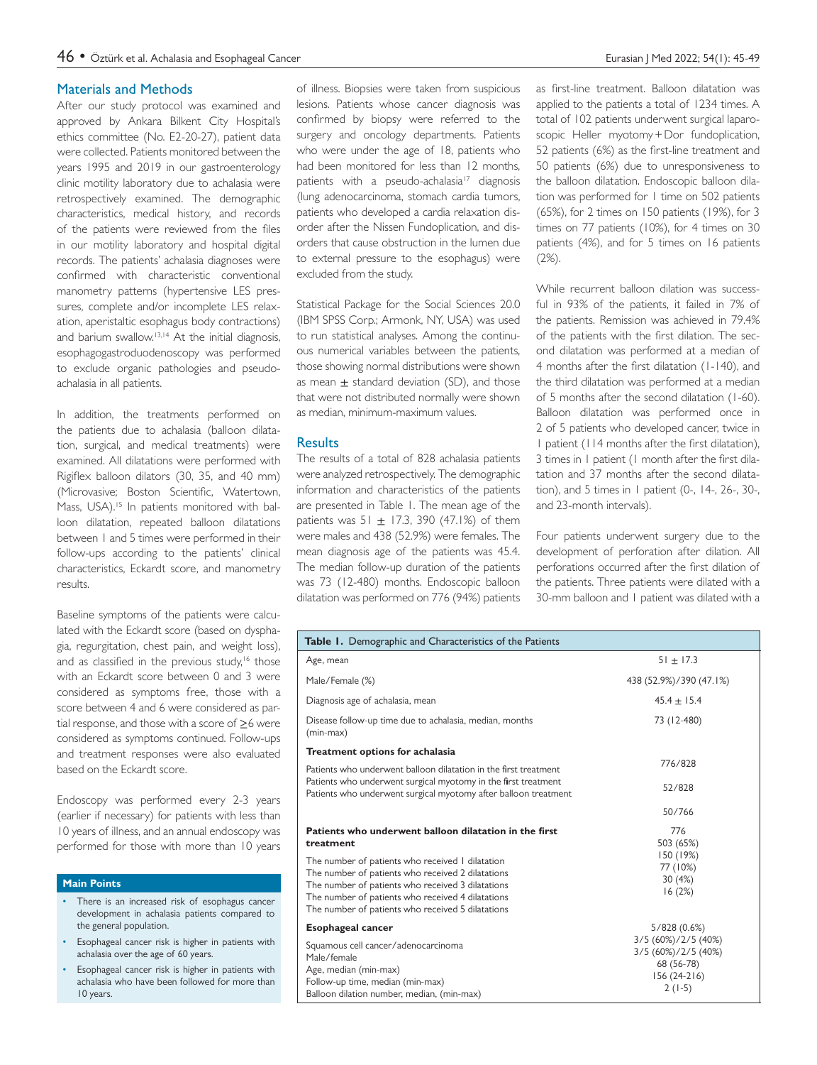## Materials and Methods

After our study protocol was examined and approved by Ankara Bilkent City Hospital's ethics committee (No. E2-20-27), patient data were collected. Patients monitored between the years 1995 and 2019 in our gastroenterology clinic motility laboratory due to achalasia were retrospectively examined. The demographic characteristics, medical history, and records of the patients were reviewed from the files in our motility laboratory and hospital digital records. The patients' achalasia diagnoses were confirmed with characteristic conventional manometry patterns (hypertensive LES pressures, complete and/or incomplete LES relaxation, aperistaltic esophagus body contractions) and barium swallow.[13,14] At the initial diagnosis, esophagogastroduodenoscopy was performed to exclude organic pathologies and pseudo-achalasia in all patients.

In addition, the treatments performed on the patients due to achalasia (balloon dilatation, surgical, and medical treatments) were examined. All dilatations were performed with Rigiflex balloon dilators (30, 35, and 40 mm) (Microvasive; Boston Scientific, Watertown, Mass, USA).[15] In patients monitored with balloon dilatation, repeated balloon dilatations between 1 and 5 times were performed in their follow-ups according to the patients' clinical characteristics, Eckardt score, and manometry results.

Baseline symptoms of the patients were calculated with the Eckardt score (based on dysphagia, regurgitation, chest pain, and weight loss), and as classified in the previous study,[16] those with an Eckardt score between 0 and 3 were considered as symptoms free, those with a score between 4 and 6 were considered as partial response, and those with a score of ≥6 were considered as symptoms continued. Follow-ups and treatment responses were also evaluated based on the Eckardt score.

Endoscopy was performed every 2-3 years (earlier if necessary) for patients with less than 10 years of illness, and an annual endoscopy was performed for those with more than 10 years of illness. Biopsies were taken from suspicious lesions. Patients whose cancer diagnosis was confirmed by biopsy were referred to the surgery and oncology departments. Patients who were under the age of 18, patients who had been monitored for less than 12 months, patients with a pseudo-achalasia[17] diagnosis (lung adenocarcinoma, stomach cardia tumors, patients who developed a cardia relaxation disorder after the Nissen Fundoplication, and disorders that cause obstruction in the lumen due to external pressure to the esophagus) were excluded from the study.

Statistical Package for the Social Sciences 20.0 (IBM SPSS Corp.; Armonk, NY, USA) was used to run statistical analyses. Among the continuous numerical variables between the patients, those showing normal distributions were shown as mean ± standard deviation (SD), and those that were not distributed normally were shown as median, minimum-maximum values.

### Main Points

- There is an increased risk of esophagus cancer development in achalasia patients compared to the general population.
- Esophageal cancer risk is higher in patients with achalasia over the age of 60 years.
- Esophageal cancer risk is higher in patients with achalasia who have been followed for more than 10 years.

## Results

The results of a total of 828 achalasia patients were analyzed retrospectively. The demographic information and characteristics of the patients are presented in Table 1. The mean age of the patients was 51 ± 17.3, 390 (47.1%) of them were males and 438 (52.9%) were females. The mean diagnosis age of the patients was 45.4. The median follow-up duration of the patients was 73 (12-480) months. Endoscopic balloon dilatation was performed on 776 (94%) patients as first-line treatment. Balloon dilatation was applied to the patients a total of 1234 times. A total of 102 patients underwent surgical laparoscopic Heller myotomy + Dor fundoplication, 52 patients (6%) as the first-line treatment and 50 patients (6%) due to unresponsiveness to the balloon dilatation. Endoscopic balloon dilatation was performed for 1 time on 502 patients (65%), for 2 times on 150 patients (19%), for 3 times on 77 patients (10%), for 4 times on 30 patients (4%), and for 5 times on 16 patients (2%).

While recurrent balloon dilation was successful in 93% of the patients, it failed in 7% of the patients. Remission was achieved in 79.4% of the patients with the first dilation. The second dilatation was performed at a median of 4 months after the first dilatation (1-140), and the third dilatation was performed at a median of 5 months after the second dilatation (1-60). Balloon dilatation was performed once in 2 of 5 patients who developed cancer, twice in 1 patient (114 months after the first dilatation), 3 times in 1 patient (1 month after the first dilatation and 37 months after the second dilatation), and 5 times in 1 patient (0-, 14-, 26-, 30-, and 23-month intervals).

Four patients underwent surgery due to the development of perforation after dilation. All perforations occurred after the first dilation of the patients. Three patients were dilated with a 30-mm balloon and 1 patient was dilated with a

**Table 1.** Demographic and Characteristics of the Patients

| | |
|---|---|
| Age, mean | 51 ± 17.3 |
| Male/Female (%) | 438 (52.9%)/390 (47.1%) |
| Diagnosis age of achalasia, mean | 45.4 ± 15.4 |
| Disease follow-up time due to achalasia, median, months (min-max) | 73 (12-480) |
| **Treatment options for achalasia** | |
| Patients who underwent balloon dilatation in the first treatment | 776/828 |
| Patients who underwent surgical myotomy in the first treatment | 52/828 |
| Patients who underwent surgical myotomy after balloon treatment | 50/766 |
| **Patients who underwent balloon dilatation in the first treatment** | 776 |
| The number of patients who received 1 dilatation | 503 (65%) |
| The number of patients who received 2 dilatations | 150 (19%) |
| The number of patients who received 3 dilatations | 77 (10%) |
| The number of patients who received 4 dilatations | 30 (4%) |
| The number of patients who received 5 dilatations | 16 (2%) |
| **Esophageal cancer** | 5/828 (0.6%) |
| Squamous cell cancer/adenocarcinoma | 3/5 (60%)/2/5 (40%) |
| Male/female | 3/5 (60%)/2/5 (40%) |
| Age, median (min-max) | 68 (56-78) |
| Follow-up time, median (min-max) | 156 (24-216) |
| Balloon dilation number, median, (min-max) | 2 (1-5) |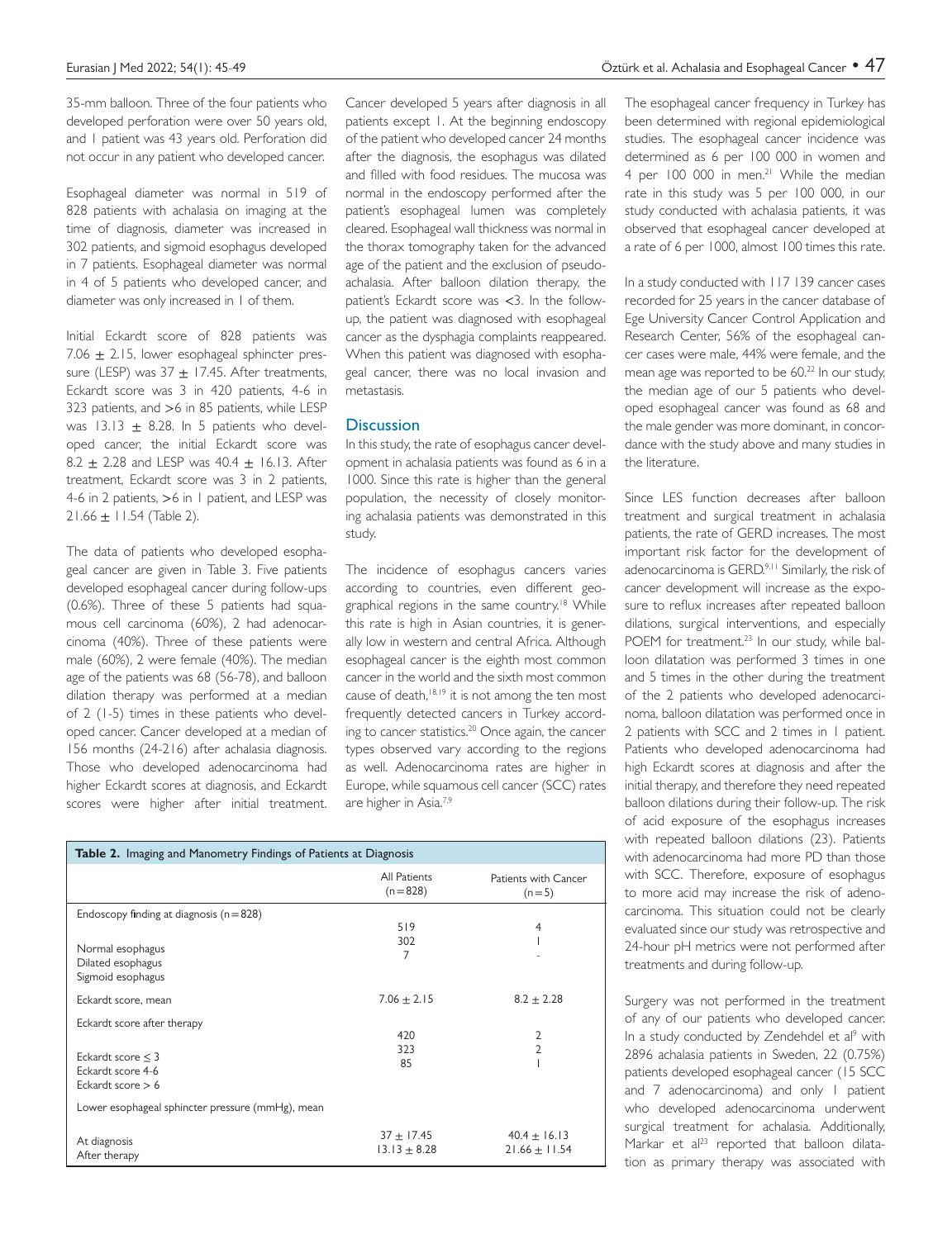35-mm balloon. Three of the four patients who developed perforation were over 50 years old, and 1 patient was 43 years old. Perforation did not occur in any patient who developed cancer.

Esophageal diameter was normal in 519 of 828 patients with achalasia on imaging at the time of diagnosis, diameter was increased in 302 patients, and sigmoid esophagus developed in 7 patients. Esophageal diameter was normal in 4 of 5 patients who developed cancer, and diameter was only increased in 1 of them.

Initial Eckardt score of 828 patients was 7.06 ± 2.15, lower esophageal sphincter pressure (LESP) was 37 ± 17.45. After treatments, Eckardt score was 3 in 420 patients, 4-6 in 323 patients, and >6 in 85 patients, while LESP was 13.13 ± 8.28. In 5 patients who developed cancer, the initial Eckardt score was 8.2 ± 2.28 and LESP was 40.4 ± 16.13. After treatment, Eckardt score was 3 in 2 patients, 4-6 in 2 patients, >6 in 1 patient, and LESP was 21.66 ± 11.54 (Table 2).

The data of patients who developed esophageal cancer are given in Table 3. Five patients developed esophageal cancer during follow-ups (0.6%). Three of these 5 patients had squamous cell carcinoma (60%), 2 had adenocarcinoma (40%). Three of these patients were male (60%), 2 were female (40%). The median age of the patients was 68 (56-78), and balloon dilation therapy was performed at a median of 2 (1-5) times in these patients who developed cancer. Cancer developed at a median of 156 months (24-216) after achalasia diagnosis. Those who developed adenocarcinoma had higher Eckardt scores at diagnosis, and Eckardt scores were higher after initial treatment. Cancer developed 5 years after diagnosis in all patients except 1. At the beginning endoscopy of the patient who developed cancer 24 months after the diagnosis, the esophagus was dilated and filled with food residues. The mucosa was normal in the endoscopy performed after the patient's esophageal lumen was completely cleared. Esophageal wall thickness was normal in the thorax tomography taken for the advanced age of the patient and the exclusion of pseudo-achalasia. After balloon dilation therapy, the patient's Eckardt score was <3. In the follow-up, the patient was diagnosed with esophageal cancer as the dysphagia complaints reappeared. When this patient was diagnosed with esophageal cancer, there was no local invasion and metastasis.

## Discussion

In this study, the rate of esophagus cancer development in achalasia patients was found as 6 in a 1000. Since this rate is higher than the general population, the necessity of closely monitoring achalasia patients was demonstrated in this study.

The incidence of esophagus cancers varies according to countries, even different geographical regions in the same country.[18] While this rate is high in Asian countries, it is generally low in western and central Africa. Although esophageal cancer is the eighth most common cancer in the world and the sixth most common cause of death,[18,19] it is not among the ten most frequently detected cancers in Turkey according to cancer statistics.[20] Once again, the cancer types observed vary according to the regions as well. Adenocarcinoma rates are higher in Europe, while squamous cell cancer (SCC) rates are higher in Asia.[7,9]

**Table 2.** Imaging and Manometry Findings of Patients at Diagnosis

| | All Patients (n=828) | Patients with Cancer (n=5) |
|---|---|---|
| Endoscopy finding at diagnosis (n=828) | | |
| Normal esophagus | 519 | 4 |
| Dilated esophagus | 302 | 1 |
| Sigmoid esophagus | 7 | - |
| Eckardt score, mean | 7.06 ± 2.15 | 8.2 ± 2.28 |
| Eckardt score after therapy | | |
| Eckardt score ≤ 3 | 420 | 2 |
| Eckardt score 4-6 | 323 | 2 |
| Eckardt score > 6 | 85 | 1 |
| Lower esophageal sphincter pressure (mmHg), mean | | |
| At diagnosis | 37 ± 17.45 | 40.4 ± 16.13 |
| After therapy | 13.13 ± 8.28 | 21.66 ± 11.54 |

The esophageal cancer frequency in Turkey has been determined with regional epidemiological studies. The esophageal cancer incidence was determined as 6 per 100 000 in women and 4 per 100 000 in men.[21] While the median rate in this study was 5 per 100 000, in our study conducted with achalasia patients, it was observed that esophageal cancer developed at a rate of 6 per 1000, almost 100 times this rate.

In a study conducted with 117 139 cancer cases recorded for 25 years in the cancer database of Ege University Cancer Control Application and Research Center, 56% of the esophageal cancer cases were male, 44% were female, and the mean age was reported to be 60.[22] In our study, the median age of our 5 patients who developed esophageal cancer was found as 68 and the male gender was more dominant, in concordance with the study above and many studies in the literature.

Since LES function decreases after balloon treatment and surgical treatment in achalasia patients, the rate of GERD increases. The most important risk factor for the development of adenocarcinoma is GERD.[9,11] Similarly, the risk of cancer development will increase as the exposure to reflux increases after repeated balloon dilations, surgical interventions, and especially POEM for treatment.[23] In our study, while balloon dilatation was performed 3 times in one and 5 times in the other during the treatment of the 2 patients who developed adenocarcinoma, balloon dilatation was performed once in 2 patients with SCC and 2 times in 1 patient. Patients who developed adenocarcinoma had high Eckardt scores at diagnosis and after the initial therapy, and therefore they need repeated balloon dilations during their follow-up. The risk of acid exposure of the esophagus increases with repeated balloon dilations (23). Patients with adenocarcinoma had more PD than those with SCC. Therefore, exposure of esophagus to more acid may increase the risk of adenocarcinoma. This situation could not be clearly evaluated since our study was retrospective and 24-hour pH metrics were not performed after treatments and during follow-up.

Surgery was not performed in the treatment of any of our patients who developed cancer. In a study conducted by Zendehdel et al[9] with 2896 achalasia patients in Sweden, 22 (0.75%) patients developed esophageal cancer (15 SCC and 7 adenocarcinoma) and only 1 patient who developed adenocarcinoma underwent surgical treatment for achalasia. Additionally, Markar et al[23] reported that balloon dilatation as primary therapy was associated with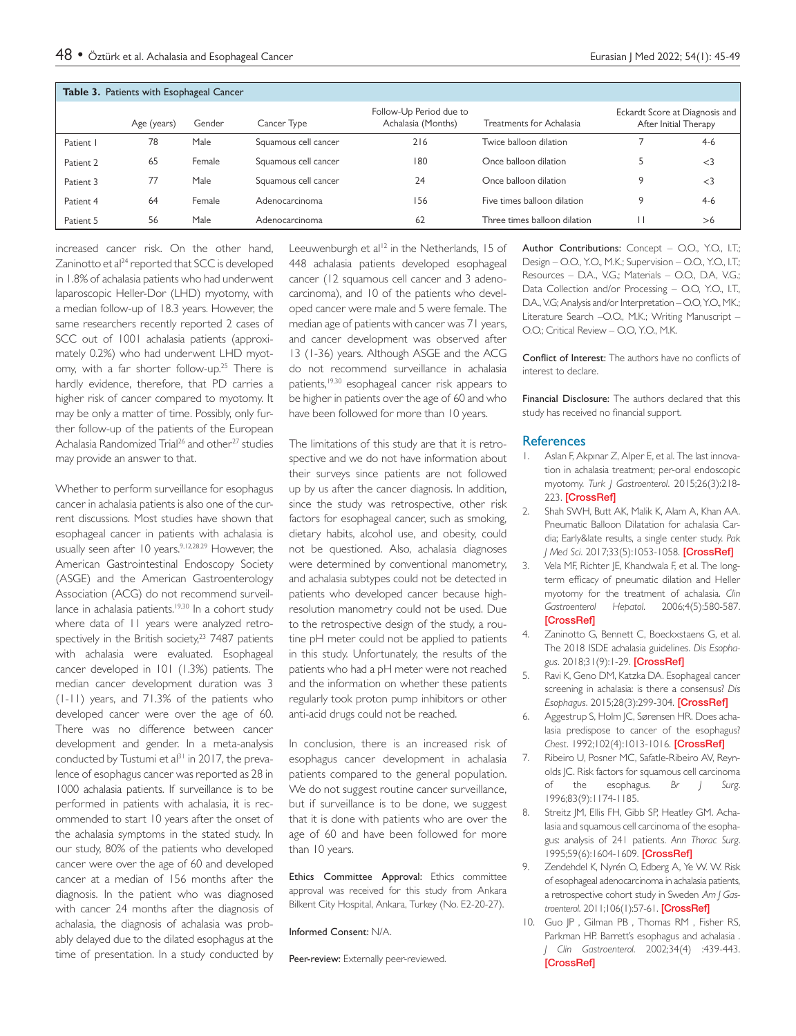**Table 3.** Patients with Esophageal Cancer

| | Age (years) | Gender | Cancer Type | Follow-Up Period due to Achalasia (Months) | Treatments for Achalasia | Eckardt Score at Diagnosis and After Initial Therapy | |
|---|---|---|---|---|---|---|---|
| Patient 1 | 78 | Male | Squamous cell cancer | 216 | Twice balloon dilation | 7 | 4-6 |
| Patient 2 | 65 | Female | Squamous cell cancer | 180 | Once balloon dilation | 5 | <3 |
| Patient 3 | 77 | Male | Squamous cell cancer | 24 | Once balloon dilation | 9 | <3 |
| Patient 4 | 64 | Female | Adenocarcinoma | 156 | Five times balloon dilation | 9 | 4-6 |
| Patient 5 | 56 | Male | Adenocarcinoma | 62 | Three times balloon dilation | 11 | >6 |

increased cancer risk. On the other hand, Zaninotto et al[24] reported that SCC is developed in 1.8% of achalasia patients who had underwent laparoscopic Heller-Dor (LHD) myotomy, with a median follow-up of 18.3 years. However, the same researchers recently reported 2 cases of SCC out of 1001 achalasia patients (approximately 0.2%) who had underwent LHD myotomy, with a far shorter follow-up.[25] There is hardly evidence, therefore, that PD carries a higher risk of cancer compared to myotomy. It may be only a matter of time. Possibly, only further follow-up of the patients of the European Achalasia Randomized Trial[26] and other[27] studies may provide an answer to that.

Whether to perform surveillance for esophagus cancer in achalasia patients is also one of the current discussions. Most studies have shown that esophageal cancer in patients with achalasia is usually seen after 10 years.[9,12,28,29] However, the American Gastrointestinal Endoscopy Society (ASGE) and the American Gastroenterology Association (ACG) do not recommend surveillance in achalasia patients.[19,30] In a cohort study where data of 11 years were analyzed retrospectively in the British society,[23] 7487 patients with achalasia were evaluated. Esophageal cancer developed in 101 (1.3%) patients. The median cancer development duration was 3 (1-11) years, and 71.3% of the patients who developed cancer were over the age of 60. There was no difference between cancer development and gender. In a meta-analysis conducted by Tustumi et al[31] in 2017, the prevalence of esophagus cancer was reported as 28 in 1000 achalasia patients. If surveillance is to be performed in patients with achalasia, it is recommended to start 10 years after the onset of the achalasia symptoms in the stated study. In our study, 80% of the patients who developed cancer were over the age of 60 and developed cancer at a median of 156 months after the diagnosis. In the patient who was diagnosed with cancer 24 months after the diagnosis of achalasia, the diagnosis of achalasia was probably delayed due to the dilated esophagus at the time of presentation. In a study conducted by Leeuwenburgh et al[12] in the Netherlands, 15 of 448 achalasia patients developed esophageal cancer (12 squamous cell cancer and 3 adenocarcinoma), and 10 of the patients who developed cancer were male and 5 were female. The median age of patients with cancer was 71 years, and cancer development was observed after 13 (1-36) years. Although ASGE and the ACG do not recommend surveillance in achalasia patients,[19,30] esophageal cancer risk appears to be higher in patients over the age of 60 and who have been followed for more than 10 years.

The limitations of this study are that it is retrospective and we do not have information about their surveys since patients are not followed up by us after the cancer diagnosis. In addition, since the study was retrospective, other risk factors for esophageal cancer, such as smoking, dietary habits, alcohol use, and obesity, could not be questioned. Also, achalasia diagnoses were determined by conventional manometry, and achalasia subtypes could not be detected in patients who developed cancer because high-resolution manometry could not be used. Due to the retrospective design of the study, a routine pH meter could not be applied to patients in this study. Unfortunately, the results of the patients who had a pH meter were not reached and the information on whether these patients regularly took proton pump inhibitors or other anti-acid drugs could not be reached.

In conclusion, there is an increased risk of esophagus cancer development in achalasia patients compared to the general population. We do not suggest routine cancer surveillance, but if surveillance is to be done, we suggest that it is done with patients who are over the age of 60 and have been followed for more than 10 years.

**Ethics Committee Approval:** Ethics committee approval was received for this study from Ankara Bilkent City Hospital, Ankara, Turkey (No. E2-20-27).

**Informed Consent:** N/A.

**Peer-review:** Externally peer-reviewed.

**Author Contributions:** Concept – O.O., Y.O., I.T.; Design – O.O., Y.O., M.K.; Supervision – O.O., Y.O., I.T.; Resources – D.A., V.G.; Materials – O.O., D.A., V.G.; Data Collection and/or Processing – O.O, Y.O., I.T., D.A., V.G; Analysis and/or Interpretation – O.O, Y.O., MK.; Literature Search –O.O., M.K.; Writing Manuscript – O.O.; Critical Review – O.O, Y.O., M.K.

**Conflict of Interest:** The authors have no conflicts of interest to declare.

**Financial Disclosure:** The authors declared that this study has received no financial support.

## References

1. Aslan F, Akpınar Z, Alper E, et al. The last innovation in achalasia treatment; per-oral endoscopic myotomy. *Turk J Gastroenterol*. 2015;26(3):218-223. [CrossRef]
2. Shah SWH, Butt AK, Malik K, Alam A, Khan AA. Pneumatic Balloon Dilatation for achalasia Cardia; Early&late results, a single center study. *Pak J Med Sci*. 2017;33(5):1053-1058. [CrossRef]
3. Vela MF, Richter JE, Khandwala F, et al. The long-term efficacy of pneumatic dilation and Heller myotomy for the treatment of achalasia. *Clin Gastroenterol Hepatol*. 2006;4(5):580-587. [CrossRef]
4. Zaninotto G, Bennett C, Boeckxstaens G, et al. The 2018 ISDE achalasia guidelines. *Dis Esophagus*. 2018;31(9):1-29. [CrossRef]
5. Ravi K, Geno DM, Katzka DA. Esophageal cancer screening in achalasia: is there a consensus? *Dis Esophagus*. 2015;28(3):299-304. [CrossRef]
6. Aggestrup S, Holm JC, Sørensen HR. Does achalasia predispose to cancer of the esophagus? *Chest*. 1992;102(4):1013-1016. [CrossRef]
7. Ribeiro U, Posner MC, Safatle-Ribeiro AV, Reynolds JC. Risk factors for squamous cell carcinoma of the esophagus. *Br J Surg*. 1996;83(9):1174-1185.
8. Streitz JM, Ellis FH, Gibb SP, Heatley GM. Achalasia and squamous cell carcinoma of the esophagus: analysis of 241 patients. *Ann Thorac Surg*. 1995;59(6):1604-1609. [CrossRef]
9. Zendehdel K, Nyrén O, Edberg A, Ye W. W. Risk of esophageal adenocarcinoma in achalasia patients, a retrospective cohort study in Sweden *Am J Gastroenterol*. 2011;106(1):57-61. [CrossRef]
10. Guo JP , Gilman PB , Thomas RM , Fisher RS, Parkman HP. Barrett's esophagus and achalasia . *J Clin Gastroenterol*. 2002;34(4) :439-443. [CrossRef]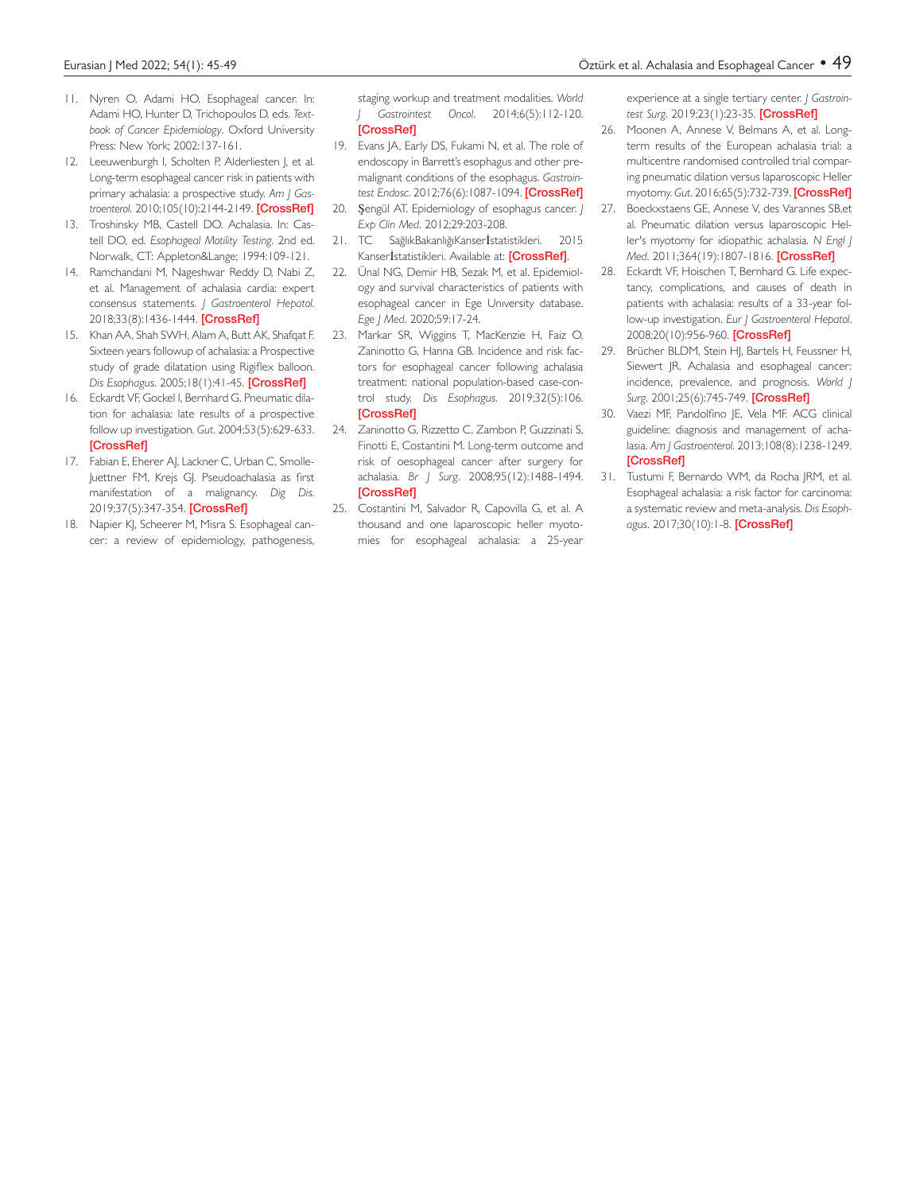11. Nyren O, Adami HO. Esophageal cancer. In: Adami HO, Hunter D, Trichopoulos D, eds. *Textbook of Cancer Epidemiology*. Oxford University Press: New York; 2002:137-161.
12. Leeuwenburgh I, Scholten P, Alderliesten J, et al. Long-term esophageal cancer risk in patients with primary achalasia: a prospective study. *Am J Gastroenterol*. 2010;105(10):2144-2149. [CrossRef]
13. Troshinsky MB, Castell DO. Achalasia. In: Castell DO, ed. *Esophageal Motility Testing*. 2nd ed. Norwalk, CT: Appleton&Lange; 1994:109-121.
14. Ramchandani M, Nageshwar Reddy D, Nabi Z, et al. Management of achalasia cardia: expert consensus statements. *J Gastroenterol Hepatol*. 2018;33(8):1436-1444. [CrossRef]
15. Khan AA, Shah SWH, Alam A, Butt AK, Shafqat F. Sixteen years followup of achalasia: a Prospective study of grade dilatation using Rigiflex balloon. *Dis Esophagus*. 2005;18(1):41-45. [CrossRef]
16. Eckardt VF, Gockel I, Bernhard G. Pneumatic dilation for achalasia: late results of a prospective follow up investigation. *Gut*. 2004;53(5):629-633. [CrossRef]
17. Fabian E, Eherer AJ, Lackner C, Urban C, Smolle-Juettner FM, Krejs GJ. Pseudoachalasia as first manifestation of a malignancy. *Dig Dis*. 2019;37(5):347-354. [CrossRef]
18. Napier KJ, Scheerer M, Misra S. Esophageal cancer: a review of epidemiology, pathogenesis, staging workup and treatment modalities. *World J Gastrointest Oncol*. 2014;6(5):112-120. [CrossRef]
19. Evans JA, Early DS, Fukami N, et al. The role of endoscopy in Barrett's esophagus and other premalignant conditions of the esophagus. *Gastrointest Endosc*. 2012;76(6):1087-1094. [CrossRef]
20. Şengül AT. Epidemiology of esophagus cancer. *J Exp Clin Med*. 2012;29:203-208.
21. TC SağlıkBakanlığıKanserİstatistikleri. 2015 Kanserİstatistikleri. Available at: [CrossRef].
22. Ünal NG, Demir HB, Sezak M, et al. Epidemiology and survival characteristics of patients with esophageal cancer in Ege University database. *Ege J Med*. 2020;59:17-24.
23. Markar SR, Wiggins T, MacKenzie H, Faiz O, Zaninotto G, Hanna GB. Incidence and risk factors for esophageal cancer following achalasia treatment: national population-based case-control study. *Dis Esophagus*. 2019;32(5):106. [CrossRef]
24. Zaninotto G, Rizzetto C, Zambon P, Guzzinati S, Finotti E, Costantini M. Long-term outcome and risk of oesophageal cancer after surgery for achalasia. *Br J Surg*. 2008;95(12):1488-1494. [CrossRef]
25. Costantini M, Salvador R, Capovilla G, et al. A thousand and one laparoscopic heller myotomies for esophageal achalasia: a 25-year experience at a single tertiary center. *J Gastrointest Surg*. 2019;23(1):23-35. [CrossRef]
26. Moonen A, Annese V, Belmans A, et al. Long-term results of the European achalasia trial: a multicentre randomised controlled trial comparing pneumatic dilation versus laparoscopic Heller myotomy. *Gut*. 2016;65(5):732-739. [CrossRef]
27. Boeckxstaens GE, Annese V, des Varannes SB,et al. Pneumatic dilation versus laparoscopic Heller's myotomy for idiopathic achalasia. *N Engl J Med*. 2011;364(19):1807-1816. [CrossRef]
28. Eckardt VF, Hoischen T, Bernhard G. Life expectancy, complications, and causes of death in patients with achalasia: results of a 33-year follow-up investigation. *Eur J Gastroenterol Hepatol*. 2008;20(10):956-960. [CrossRef]
29. Brücher BLDM, Stein HJ, Bartels H, Feussner H, Siewert JR. Achalasia and esophageal cancer: incidence, prevalence, and prognosis. *World J Surg*. 2001;25(6):745-749. [CrossRef]
30. Vaezi MF, Pandolfino JE, Vela MF. ACG clinical guideline: diagnosis and management of achalasia. *Am J Gastroenterol*. 2013;108(8):1238-1249. [CrossRef]
31. Tustumi F, Bernardo WM, da Rocha JRM, et al. Esophageal achalasia: a risk factor for carcinoma: a systematic review and meta-analysis. *Dis Esophagus*. 2017;30(10):1-8. [CrossRef]